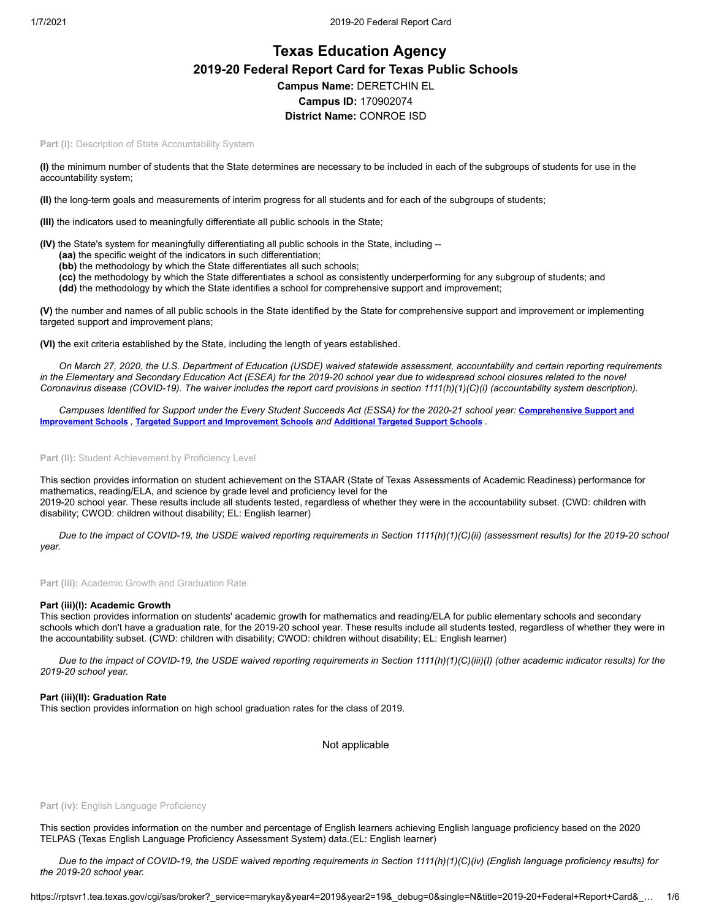# Texas Education Agency

## 2019-20 Federal Report Card for Texas Public Schools

**Campus Name:** DERETCHIN EL

**Campus ID:** 170902074

**District Name:** CONROE ISD

**Part (i):** Description of State Accountability System

**(I)** the minimum number of students that the State determines are necessary to be included in each of the subgroups of students for use in the accountability system;

**(II)** the long-term goals and measurements of interim progress for all students and for each of the subgroups of students;

**(III)** the indicators used to meaningfully differentiate all public schools in the State;

**(IV)** the State's system for meaningfully differentiating all public schools in the State, including --

- **(aa)** the specific weight of the indicators in such differentiation;
- **(bb)** the methodology by which the State differentiates all such schools;
- **(cc)** the methodology by which the State differentiates a school as consistently underperforming for any subgroup of students; and
- **(dd)** the methodology by which the State identifies a school for comprehensive support and improvement;

**(V)** the number and names of all public schools in the State identified by the State for comprehensive support and improvement or implementing targeted support and improvement plans;

**(VI)** the exit criteria established by the State, including the length of years established.

*On March 27, 2020, the U.S. Department of Education (USDE) waived statewide assessment, accountability and certain reporting requirements in the Elementary and Secondary Education Act (ESEA) for the 2019-20 school year due to widespread school closures related to the novel Coronavirus disease (COVID-19). The waiver includes the report card provisions in section 1111(h)(1)(C)(i) (accountability system description).*

*Campuses Identified for Support under the Every Student Succeeds Act (ESSA) for the 2020-21 school year:* **Comprehensive Support and Improvement Schools** *,* **Targeted Support and Improvement Schools** *and* **Additional Targeted Support Schools** .

**Part (ii):** Student Achievement by Proficiency Level

This section provides information on student achievement on the STAAR (State of Texas Assessments of Academic Readiness) performance for mathematics, reading/ELA, and science by grade level and proficiency level for the 2019-20 school year. These results include all students tested, regardless of whether they were in the accountability subset. (CWD: children with disability; CWOD: children without disability; EL: English learner)

*Due to the impact of COVID-19, the USDE waived reporting requirements in Section 1111(h)(1)(C)(ii) (assessment results) for the 2019-20 school year.*

**Part (iii):** Academic Growth and Graduation Rate

### Part (iii)(I): Academic Growth

This section provides information on students' academic growth for mathematics and reading/ELA for public elementary schools and secondary schools which don't have a graduation rate, for the 2019-20 school year. These results include all students tested, regardless of whether they were in the accountability subset. (CWD: children with disability; CWOD: children without disability; EL: English learner)

*Due to the impact of COVID-19, the USDE waived reporting requirements in Section 1111(h)(1)(C)(iii)(I) (other academic indicator results) for the 2019-20 school year.*

### Part (iii)(II): Graduation Rate

This section provides information on high school graduation rates for the class of 2019.

Not applicable

**Part (iv):** English Language Proficiency

This section provides information on the number and percentage of English learners achieving English language proficiency based on the 2020 TELPAS (Texas English Language Proficiency Assessment System) data.(EL: English learner)

*Due to the impact of COVID-19, the USDE waived reporting requirements in Section 1111(h)(1)(C)(iv) (English language proficiency results) for the 2019-20 school year.*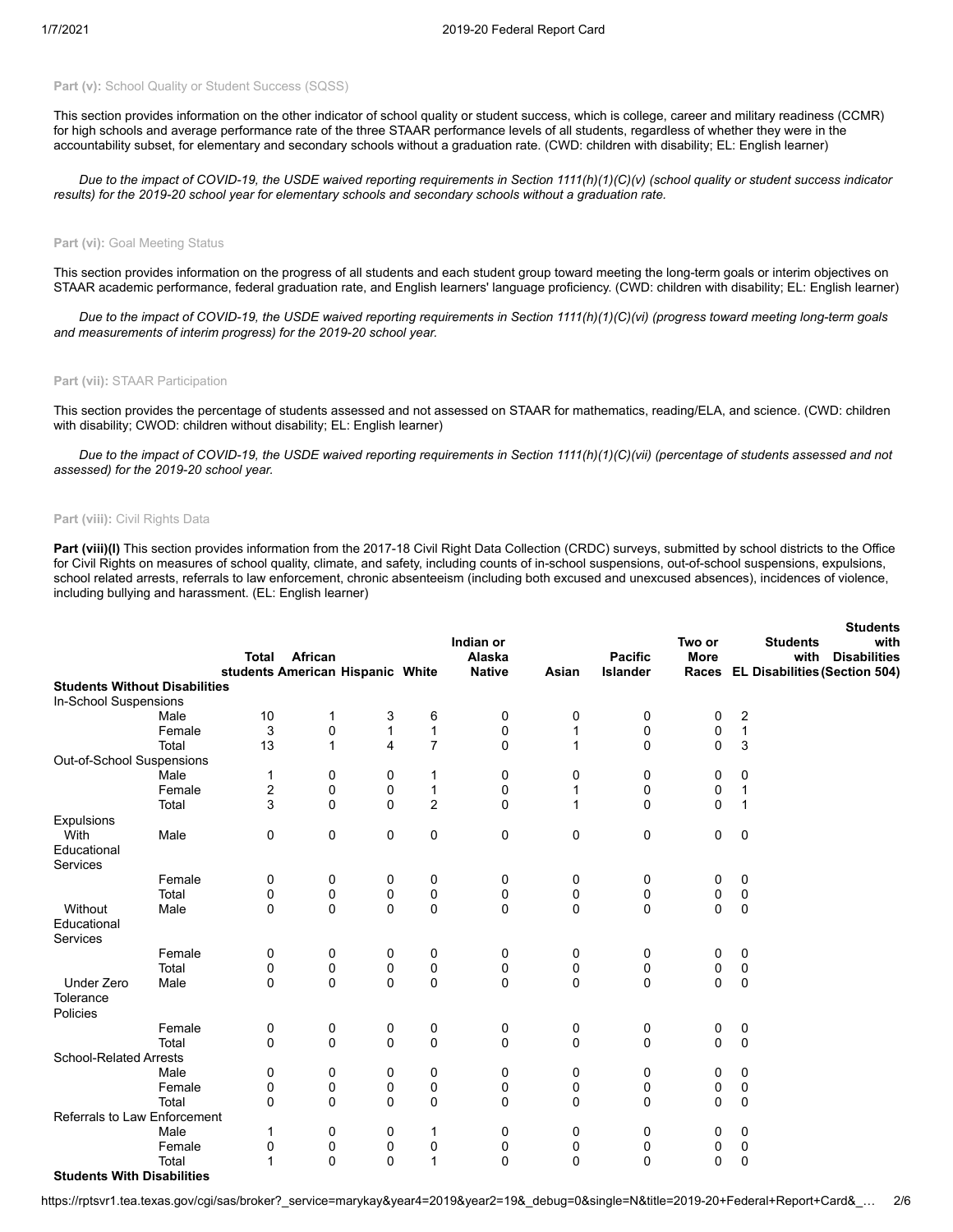**Part (v):** School Quality or Student Success (SQSS)

This section provides information on the other indicator of school quality or student success, which is college, career and military readiness (CCMR) for high schools and average performance rate of the three STAAR performance levels of all students, regardless of whether they were in the accountability subset, for elementary and secondary schools without a graduation rate. (CWD: children with disability; EL: English learner)

*Due to the impact of COVID-19, the USDE waived reporting requirements in Section 1111(h)(1)(C)(v) (school quality or student success indicator results) for the 2019-20 school year for elementary schools and secondary schools without a graduation rate.*

**Part (vi):** Goal Meeting Status

This section provides information on the progress of all students and each student group toward meeting the long-term goals or interim objectives on STAAR academic performance, federal graduation rate, and English learners' language proficiency. (CWD: children with disability; EL: English learner)

*Due to the impact of COVID-19, the USDE waived reporting requirements in Section 1111(h)(1)(C)(vi) (progress toward meeting long-term goals and measurements of interim progress) for the 2019-20 school year.*

**Part (vii):** STAAR Participation

This section provides the percentage of students assessed and not assessed on STAAR for mathematics, reading/ELA, and science. (CWD: children with disability; CWOD: children without disability; EL: English learner)

*Due to the impact of COVID-19, the USDE waived reporting requirements in Section 1111(h)(1)(C)(vii) (percentage of students assessed and not assessed) for the 2019-20 school year.*

**Part (viii):** Civil Rights Data

**Part (viii)(I)** This section provides information from the 2017-18 Civil Right Data Collection (CRDC) surveys, submitted by school districts to the Office for Civil Rights on measures of school quality, climate, and safety, including counts of in-school suspensions, out-of-school suspensions, expulsions, school related arrests, referrals to law enforcement, chronic absenteeism (including both excused and unexcused absences), incidences of violence, including bullying and harassment. (EL: English learner)

| | | Total students | African American | Hispanic | White | Indian or Alaska Native | Asian | Pacific Islander | Two or More Races | EL | Students with Disabilities | Students with Disabilities (Section 504) |
|---|---|---|---|---|---|---|---|---|---|---|---|---|
| **Students Without Disabilities** | | | | | | | | | | | | |
| In-School Suspensions | | | | | | | | | | | | |
| | Male | 10 | 1 | 3 | 6 | 0 | 0 | 0 | 0 | 2 | | |
| | Female | 3 | 0 | 1 | 1 | 0 | 1 | 0 | 0 | 1 | | |
| | Total | 13 | 1 | 4 | 7 | 0 | 1 | 0 | 0 | 3 | | |
| Out-of-School Suspensions | | | | | | | | | | | | |
| | Male | 1 | 0 | 0 | 1 | 0 | 0 | 0 | 0 | 0 | | |
| | Female | 2 | 0 | 0 | 1 | 0 | 1 | 0 | 0 | 1 | | |
| | Total | 3 | 0 | 0 | 2 | 0 | 1 | 0 | 0 | 1 | | |
| Expulsions | | | | | | | | | | | | |
| With Educational Services | Male | 0 | 0 | 0 | 0 | 0 | 0 | 0 | 0 | 0 | | |
| | Female | 0 | 0 | 0 | 0 | 0 | 0 | 0 | 0 | 0 | | |
| | Total | 0 | 0 | 0 | 0 | 0 | 0 | 0 | 0 | 0 | | |
| Without Educational Services | Male | 0 | 0 | 0 | 0 | 0 | 0 | 0 | 0 | 0 | | |
| | Female | 0 | 0 | 0 | 0 | 0 | 0 | 0 | 0 | 0 | | |
| | Total | 0 | 0 | 0 | 0 | 0 | 0 | 0 | 0 | 0 | | |
| Under Zero Tolerance Policies | Male | 0 | 0 | 0 | 0 | 0 | 0 | 0 | 0 | 0 | | |
| | Female | 0 | 0 | 0 | 0 | 0 | 0 | 0 | 0 | 0 | | |
| | Total | 0 | 0 | 0 | 0 | 0 | 0 | 0 | 0 | 0 | | |
| School-Related Arrests | | | | | | | | | | | | |
| | Male | 0 | 0 | 0 | 0 | 0 | 0 | 0 | 0 | 0 | | |
| | Female | 0 | 0 | 0 | 0 | 0 | 0 | 0 | 0 | 0 | | |
| | Total | 0 | 0 | 0 | 0 | 0 | 0 | 0 | 0 | 0 | | |
| Referrals to Law Enforcement | | | | | | | | | | | | |
| | Male | 1 | 0 | 0 | 1 | 0 | 0 | 0 | 0 | 0 | | |
| | Female | 0 | 0 | 0 | 0 | 0 | 0 | 0 | 0 | 0 | | |
| | Total | 1 | 0 | 0 | 1 | 0 | 0 | 0 | 0 | 0 | | |
| **Students With Disabilities** | | | | | | | | | | | | |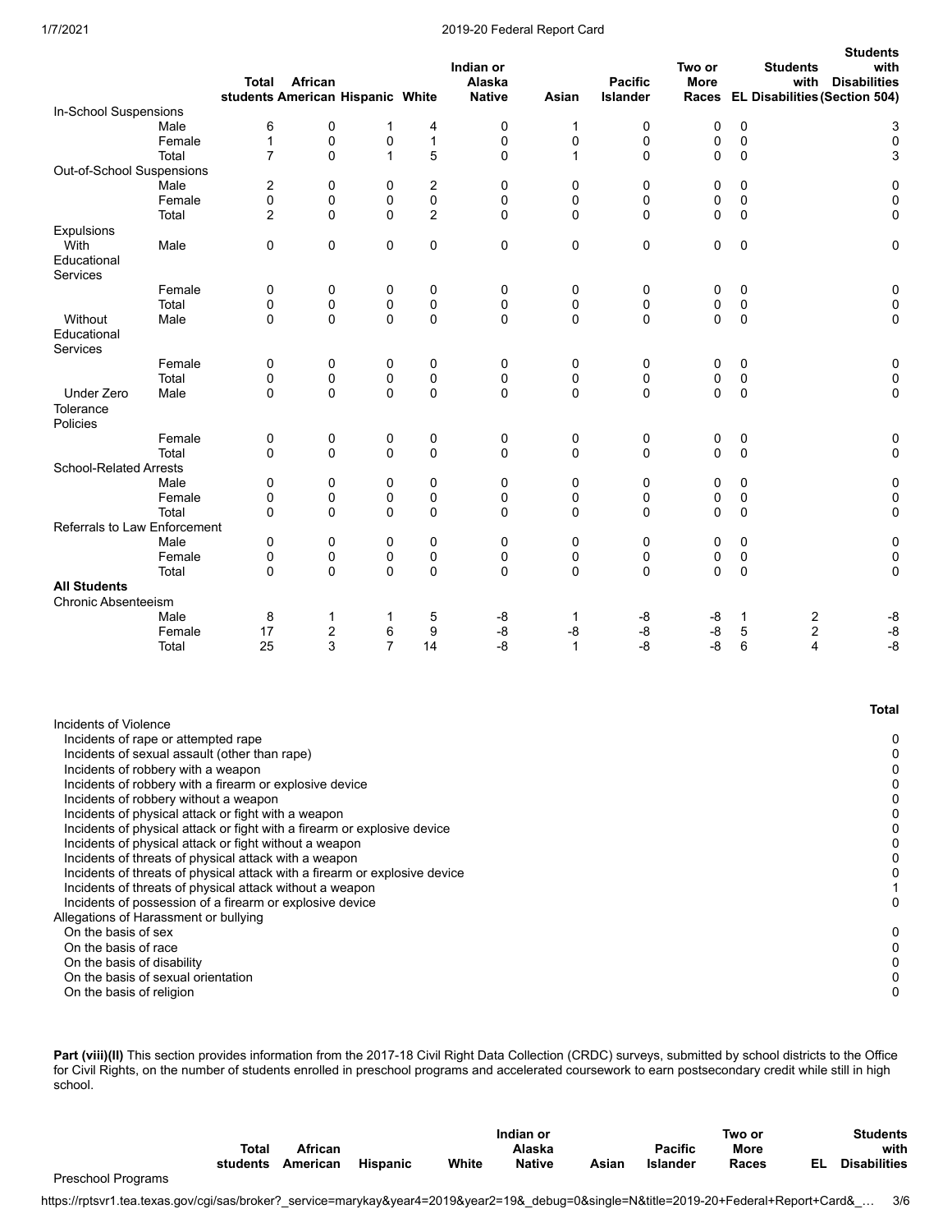| | | Total students | African American | Hispanic | White | Indian or Alaska Native | Asian | Pacific Islander | Two or More Races | EL | Students with Disabilities | Students with Disabilities (Section 504) |
|---|---|---|---|---|---|---|---|---|---|---|---|---|
| In-School Suspensions | | | | | | | | | | | | |
| | Male | 6 | 0 | 1 | 4 | 0 | 1 | 0 | 0 | 0 | | 3 |
| | Female | 1 | 0 | 0 | 1 | 0 | 0 | 0 | 0 | 0 | | 0 |
| | Total | 7 | 0 | 1 | 5 | 0 | 1 | 0 | 0 | 0 | | 3 |
| Out-of-School Suspensions | | | | | | | | | | | | |
| | Male | 2 | 0 | 0 | 2 | 0 | 0 | 0 | 0 | 0 | | 0 |
| | Female | 0 | 0 | 0 | 0 | 0 | 0 | 0 | 0 | 0 | | 0 |
| | Total | 2 | 0 | 0 | 2 | 0 | 0 | 0 | 0 | 0 | | 0 |
| Expulsions | | | | | | | | | | | | |
| With Educational Services | Male | 0 | 0 | 0 | 0 | 0 | 0 | 0 | 0 | 0 | | 0 |
| | Female | 0 | 0 | 0 | 0 | 0 | 0 | 0 | 0 | 0 | | 0 |
| | Total | 0 | 0 | 0 | 0 | 0 | 0 | 0 | 0 | 0 | | 0 |
| Without Educational Services | Male | 0 | 0 | 0 | 0 | 0 | 0 | 0 | 0 | 0 | | 0 |
| | Female | 0 | 0 | 0 | 0 | 0 | 0 | 0 | 0 | 0 | | 0 |
| | Total | 0 | 0 | 0 | 0 | 0 | 0 | 0 | 0 | 0 | | 0 |
| Under Zero Tolerance Policies | Male | 0 | 0 | 0 | 0 | 0 | 0 | 0 | 0 | 0 | | 0 |
| | Female | 0 | 0 | 0 | 0 | 0 | 0 | 0 | 0 | 0 | | 0 |
| | Total | 0 | 0 | 0 | 0 | 0 | 0 | 0 | 0 | 0 | | 0 |
| School-Related Arrests | | | | | | | | | | | | |
| | Male | 0 | 0 | 0 | 0 | 0 | 0 | 0 | 0 | 0 | | 0 |
| | Female | 0 | 0 | 0 | 0 | 0 | 0 | 0 | 0 | 0 | | 0 |
| | Total | 0 | 0 | 0 | 0 | 0 | 0 | 0 | 0 | 0 | | 0 |
| Referrals to Law Enforcement | | | | | | | | | | | | |
| | Male | 0 | 0 | 0 | 0 | 0 | 0 | 0 | 0 | 0 | | 0 |
| | Female | 0 | 0 | 0 | 0 | 0 | 0 | 0 | 0 | 0 | | 0 |
| | Total | 0 | 0 | 0 | 0 | 0 | 0 | 0 | 0 | 0 | | 0 |
| **All Students** | | | | | | | | | | | | |
| Chronic Absenteeism | | | | | | | | | | | | |
| | Male | 8 | 1 | 1 | 5 | -8 | 1 | -8 | -8 | 1 | 2 | -8 |
| | Female | 17 | 2 | 6 | 9 | -8 | -8 | -8 | -8 | 5 | 2 | -8 |
| | Total | 25 | 3 | 7 | 14 | -8 | 1 | -8 | -8 | 6 | 4 | -8 |

| | Total |
|---|---|
| Incidents of Violence | |
| Incidents of rape or attempted rape | 0 |
| Incidents of sexual assault (other than rape) | 0 |
| Incidents of robbery with a weapon | 0 |
| Incidents of robbery with a firearm or explosive device | 0 |
| Incidents of robbery without a weapon | 0 |
| Incidents of physical attack or fight with a weapon | 0 |
| Incidents of physical attack or fight with a firearm or explosive device | 0 |
| Incidents of physical attack or fight without a weapon | 0 |
| Incidents of threats of physical attack with a weapon | 0 |
| Incidents of threats of physical attack with a firearm or explosive device | 0 |
| Incidents of threats of physical attack without a weapon | 1 |
| Incidents of possession of a firearm or explosive device | 0 |
| Allegations of Harassment or bullying | |
| On the basis of sex | 0 |
| On the basis of race | 0 |
| On the basis of disability | 0 |
| On the basis of sexual orientation | 0 |
| On the basis of religion | 0 |

**Part (viii)(II)** This section provides information from the 2017-18 Civil Right Data Collection (CRDC) surveys, submitted by school districts to the Office for Civil Rights, on the number of students enrolled in preschool programs and accelerated coursework to earn postsecondary credit while still in high school.

| | Total students | African American | Hispanic | White | Indian or Alaska Native | Asian | Pacific Islander | Two or More Races | EL | Students with Disabilities |
|---|---|---|---|---|---|---|---|---|---|---|
| Preschool Programs | | | | | | | | | | |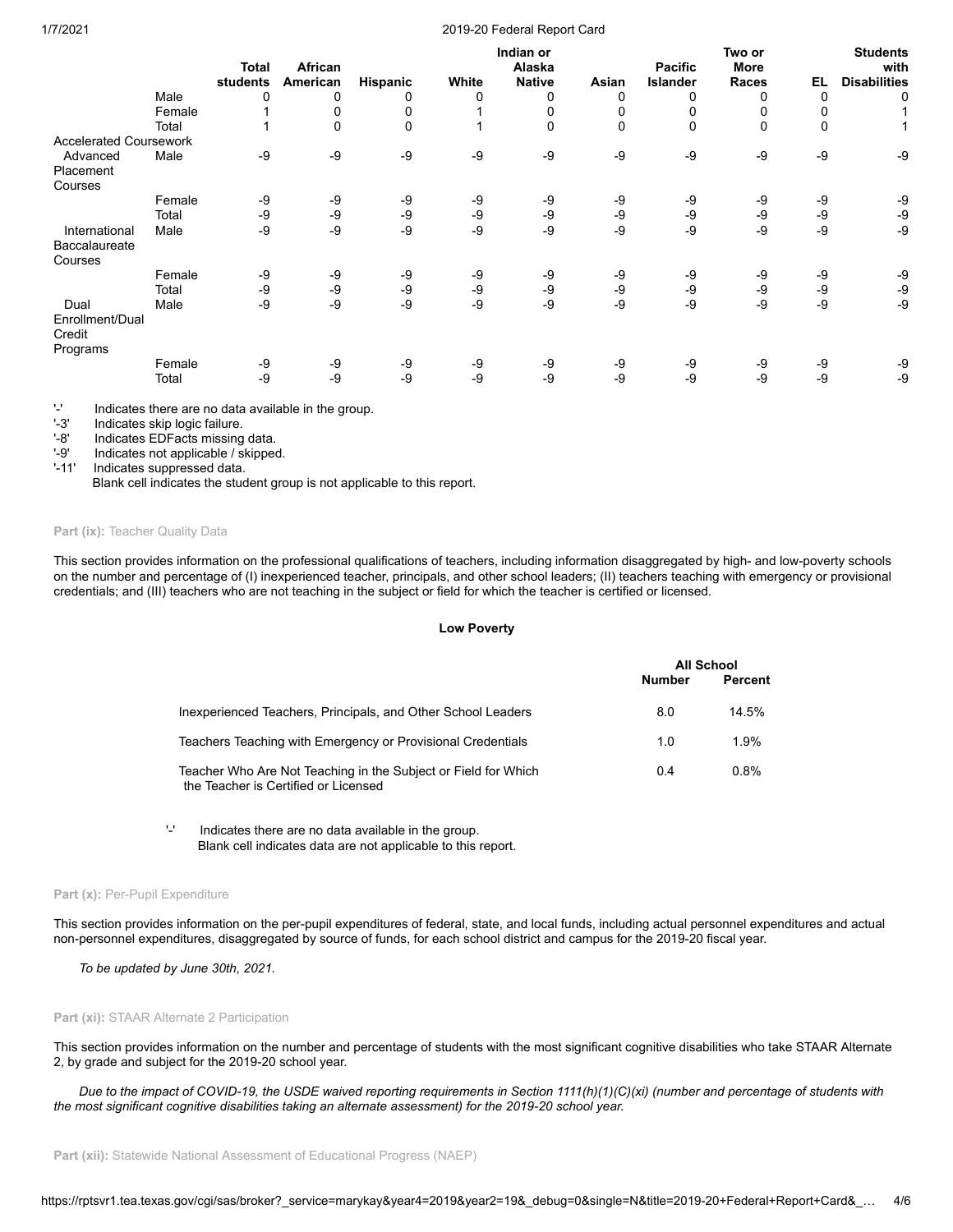|  |  | Total students | African American | Hispanic | White | Indian or Alaska Native | Asian | Pacific Islander | Two or More Races | EL | Students with Disabilities |
|---|---|---|---|---|---|---|---|---|---|---|---|
|  | Male | 0 | 0 | 0 | 0 | 0 | 0 | 0 | 0 | 0 | 0 |
|  | Female | 1 | 0 | 0 | 1 | 0 | 0 | 0 | 0 | 0 | 1 |
|  | Total | 1 | 0 | 0 | 1 | 0 | 0 | 0 | 0 | 0 | 1 |
| Accelerated Coursework |  |  |  |  |  |  |  |  |  |  |  |
| Advanced Placement Courses | Male | -9 | -9 | -9 | -9 | -9 | -9 | -9 | -9 | -9 | -9 |
|  | Female | -9 | -9 | -9 | -9 | -9 | -9 | -9 | -9 | -9 | -9 |
|  | Total | -9 | -9 | -9 | -9 | -9 | -9 | -9 | -9 | -9 | -9 |
| International Baccalaureate Courses | Male | -9 | -9 | -9 | -9 | -9 | -9 | -9 | -9 | -9 | -9 |
|  | Female | -9 | -9 | -9 | -9 | -9 | -9 | -9 | -9 | -9 | -9 |
|  | Total | -9 | -9 | -9 | -9 | -9 | -9 | -9 | -9 | -9 | -9 |
| Dual Enrollment/Dual Credit Programs | Male | -9 | -9 | -9 | -9 | -9 | -9 | -9 | -9 | -9 | -9 |
|  | Female | -9 | -9 | -9 | -9 | -9 | -9 | -9 | -9 | -9 | -9 |
|  | Total | -9 | -9 | -9 | -9 | -9 | -9 | -9 | -9 | -9 | -9 |

'-' Indicates there are no data available in the group.
'-3' Indicates skip logic failure.
'-8' Indicates EDFacts missing data.
'-9' Indicates not applicable / skipped.
'-11' Indicates suppressed data.
Blank cell indicates the student group is not applicable to this report.

**Part (ix):** Teacher Quality Data

This section provides information on the professional qualifications of teachers, including information disaggregated by high- and low-poverty schools on the number and percentage of (I) inexperienced teacher, principals, and other school leaders; (II) teachers teaching with emergency or provisional credentials; and (III) teachers who are not teaching in the subject or field for which the teacher is certified or licensed.

**Low Poverty**

|  | All School | |
|---|---|---|
|  | Number | Percent |
| Inexperienced Teachers, Principals, and Other School Leaders | 8.0 | 14.5% |
| Teachers Teaching with Emergency or Provisional Credentials | 1.0 | 1.9% |
| Teacher Who Are Not Teaching in the Subject or Field for Which the Teacher is Certified or Licensed | 0.4 | 0.8% |

'-' Indicates there are no data available in the group.
Blank cell indicates data are not applicable to this report.

**Part (x):** Per-Pupil Expenditure

This section provides information on the per-pupil expenditures of federal, state, and local funds, including actual personnel expenditures and actual non-personnel expenditures, disaggregated by source of funds, for each school district and campus for the 2019-20 fiscal year.

*To be updated by June 30th, 2021.*

**Part (xi):** STAAR Alternate 2 Participation

This section provides information on the number and percentage of students with the most significant cognitive disabilities who take STAAR Alternate 2, by grade and subject for the 2019-20 school year.

*Due to the impact of COVID-19, the USDE waived reporting requirements in Section 1111(h)(1)(C)(xi) (number and percentage of students with the most significant cognitive disabilities taking an alternate assessment) for the 2019-20 school year.*

**Part (xii):** Statewide National Assessment of Educational Progress (NAEP)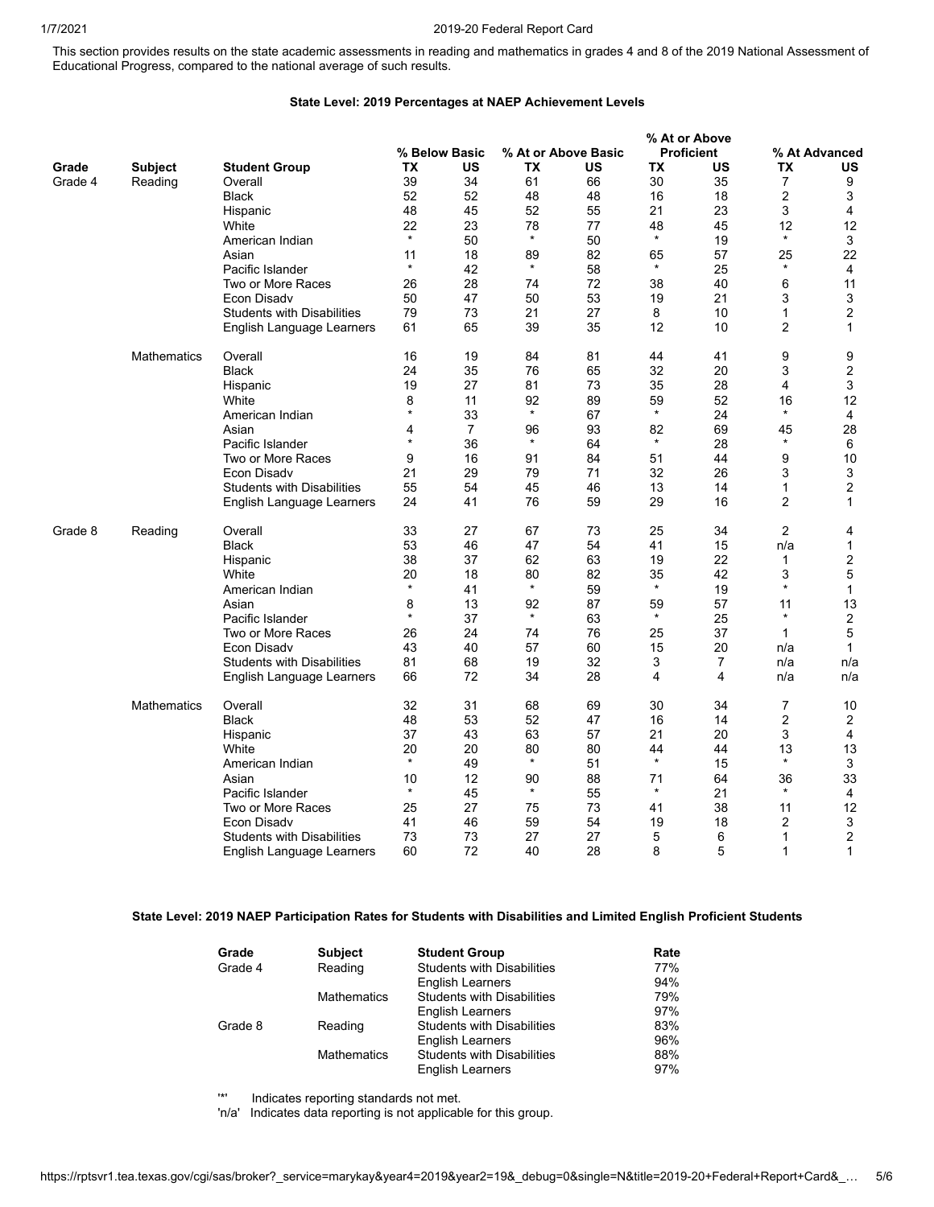This section provides results on the state academic assessments in reading and mathematics in grades 4 and 8 of the 2019 National Assessment of Educational Progress, compared to the national average of such results.

### State Level: 2019 Percentages at NAEP Achievement Levels

| | | | % Below Basic | | % At or Above Basic | | % At or Above Proficient | | % At Advanced | |
|---|---|---|---|---|---|---|---|---|---|---|
| **Grade** | **Subject** | **Student Group** | **TX** | **US** | **TX** | **US** | **TX** | **US** | **TX** | **US** |
| Grade 4 | Reading | Overall | 39 | 34 | 61 | 66 | 30 | 35 | 7 | 9 |
| | | Black | 52 | 52 | 48 | 48 | 16 | 18 | 2 | 3 |
| | | Hispanic | 48 | 45 | 52 | 55 | 21 | 23 | 3 | 4 |
| | | White | 22 | 23 | 78 | 77 | 48 | 45 | 12 | 12 |
| | | American Indian | * | 50 | * | 50 | * | 19 | * | 3 |
| | | Asian | 11 | 18 | 89 | 82 | 65 | 57 | 25 | 22 |
| | | Pacific Islander | * | 42 | * | 58 | * | 25 | * | 4 |
| | | Two or More Races | 26 | 28 | 74 | 72 | 38 | 40 | 6 | 11 |
| | | Econ Disadv | 50 | 47 | 50 | 53 | 19 | 21 | 3 | 3 |
| | | Students with Disabilities | 79 | 73 | 21 | 27 | 8 | 10 | 1 | 2 |
| | | English Language Learners | 61 | 65 | 39 | 35 | 12 | 10 | 2 | 1 |
| | Mathematics | Overall | 16 | 19 | 84 | 81 | 44 | 41 | 9 | 9 |
| | | Black | 24 | 35 | 76 | 65 | 32 | 20 | 3 | 2 |
| | | Hispanic | 19 | 27 | 81 | 73 | 35 | 28 | 4 | 3 |
| | | White | 8 | 11 | 92 | 89 | 59 | 52 | 16 | 12 |
| | | American Indian | * | 33 | * | 67 | * | 24 | * | 4 |
| | | Asian | 4 | 7 | 96 | 93 | 82 | 69 | 45 | 28 |
| | | Pacific Islander | * | 36 | * | 64 | * | 28 | * | 6 |
| | | Two or More Races | 9 | 16 | 91 | 84 | 51 | 44 | 9 | 10 |
| | | Econ Disadv | 21 | 29 | 79 | 71 | 32 | 26 | 3 | 3 |
| | | Students with Disabilities | 55 | 54 | 45 | 46 | 13 | 14 | 1 | 2 |
| | | English Language Learners | 24 | 41 | 76 | 59 | 29 | 16 | 2 | 1 |
| Grade 8 | Reading | Overall | 33 | 27 | 67 | 73 | 25 | 34 | 2 | 4 |
| | | Black | 53 | 46 | 47 | 54 | 41 | 15 | n/a | 1 |
| | | Hispanic | 38 | 37 | 62 | 63 | 19 | 22 | 1 | 2 |
| | | White | 20 | 18 | 80 | 82 | 35 | 42 | 3 | 5 |
| | | American Indian | * | 41 | * | 59 | * | 19 | * | 1 |
| | | Asian | 8 | 13 | 92 | 87 | 59 | 57 | 11 | 13 |
| | | Pacific Islander | * | 37 | * | 63 | * | 25 | * | 2 |
| | | Two or More Races | 26 | 24 | 74 | 76 | 25 | 37 | 1 | 5 |
| | | Econ Disadv | 43 | 40 | 57 | 60 | 15 | 20 | n/a | 1 |
| | | Students with Disabilities | 81 | 68 | 19 | 32 | 3 | 7 | n/a | n/a |
| | | English Language Learners | 66 | 72 | 34 | 28 | 4 | 4 | n/a | n/a |
| | Mathematics | Overall | 32 | 31 | 68 | 69 | 30 | 34 | 7 | 10 |
| | | Black | 48 | 53 | 52 | 47 | 16 | 14 | 2 | 2 |
| | | Hispanic | 37 | 43 | 63 | 57 | 21 | 20 | 3 | 4 |
| | | White | 20 | 20 | 80 | 80 | 44 | 44 | 13 | 13 |
| | | American Indian | * | 49 | * | 51 | * | 15 | * | 3 |
| | | Asian | 10 | 12 | 90 | 88 | 71 | 64 | 36 | 33 |
| | | Pacific Islander | * | 45 | * | 55 | * | 21 | * | 4 |
| | | Two or More Races | 25 | 27 | 75 | 73 | 41 | 38 | 11 | 12 |
| | | Econ Disadv | 41 | 46 | 59 | 54 | 19 | 18 | 2 | 3 |
| | | Students with Disabilities | 73 | 73 | 27 | 27 | 5 | 6 | 1 | 2 |
| | | English Language Learners | 60 | 72 | 40 | 28 | 8 | 5 | 1 | 1 |

### State Level: 2019 NAEP Participation Rates for Students with Disabilities and Limited English Proficient Students

| Grade | Subject | Student Group | Rate |
|---|---|---|---|
| Grade 4 | Reading | Students with Disabilities | 77% |
| | | English Learners | 94% |
| | Mathematics | Students with Disabilities | 79% |
| | | English Learners | 97% |
| Grade 8 | Reading | Students with Disabilities | 83% |
| | | English Learners | 96% |
| | Mathematics | Students with Disabilities | 88% |
| | | English Learners | 97% |

'*' Indicates reporting standards not met.

'n/a' Indicates data reporting is not applicable for this group.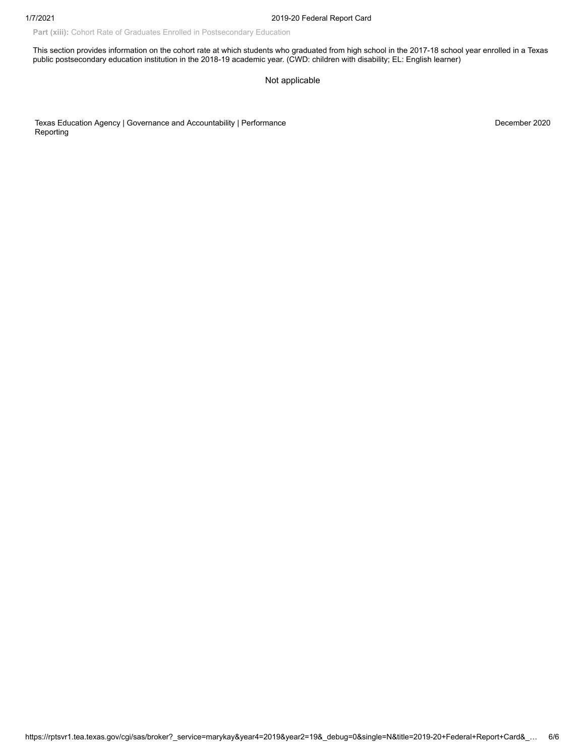**Part (xiii):** Cohort Rate of Graduates Enrolled in Postsecondary Education

This section provides information on the cohort rate at which students who graduated from high school in the 2017-18 school year enrolled in a Texas public postsecondary education institution in the 2018-19 academic year. (CWD: children with disability; EL: English learner)

Not applicable

Texas Education Agency | Governance and Accountability | Performance Reporting

December 2020